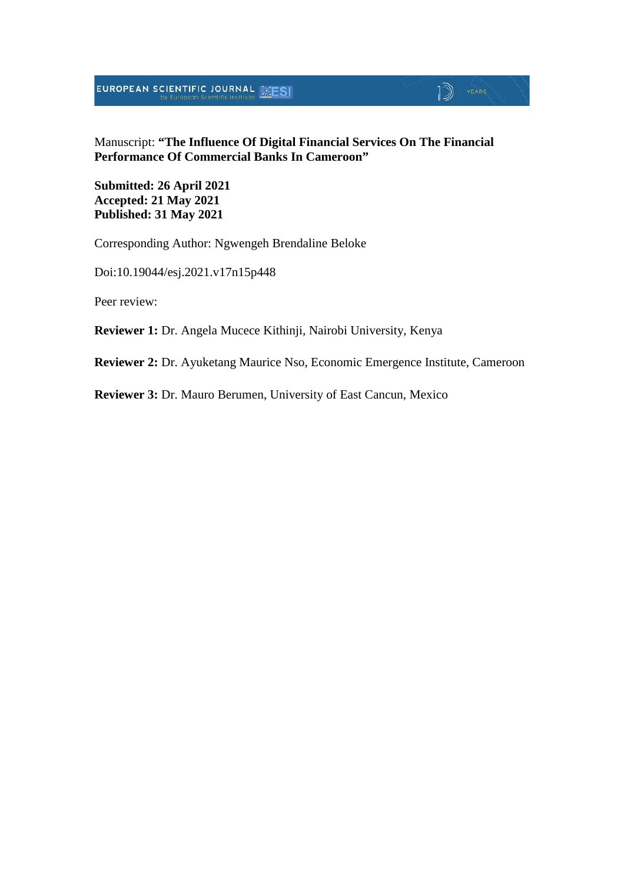Manuscript: **"The Influence Of Digital Financial Services On The Financial Performance Of Commercial Banks In Cameroon"**

**Submitted: 26 April 2021**
**Accepted: 21 May 2021**
**Published: 31 May 2021**

Corresponding Author: Ngwengeh Brendaline Beloke

Doi:10.19044/esj.2021.v17n15p448

Peer review:

**Reviewer 1:** Dr. Angela Mucece Kithinji, Nairobi University, Kenya

**Reviewer 2:** Dr. Ayuketang Maurice Nso, Economic Emergence Institute, Cameroon

**Reviewer 3:** Dr. Mauro Berumen, University of East Cancun, Mexico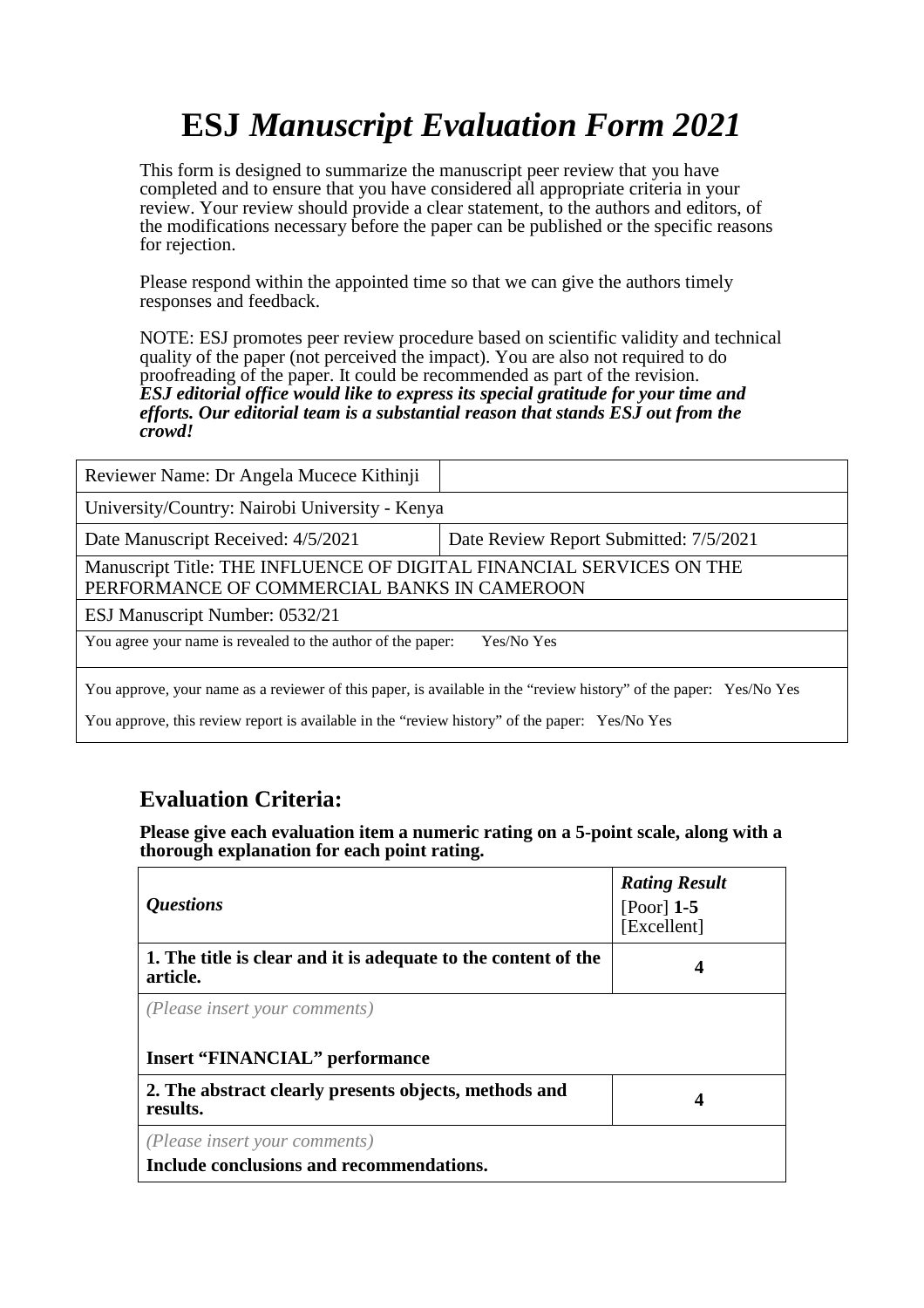# ESJ *Manuscript Evaluation Form 2021*

This form is designed to summarize the manuscript peer review that you have completed and to ensure that you have considered all appropriate criteria in your review. Your review should provide a clear statement, to the authors and editors, of the modifications necessary before the paper can be published or the specific reasons for rejection.

Please respond within the appointed time so that we can give the authors timely responses and feedback.

NOTE: ESJ promotes peer review procedure based on scientific validity and technical quality of the paper (not perceived the impact). You are also not required to do proofreading of the paper. It could be recommended as part of the revision.
***ESJ editorial office would like to express its special gratitude for your time and efforts. Our editorial team is a substantial reason that stands ESJ out from the crowd!***

| Reviewer Name: Dr Angela Mucece Kithinji | |
|---|---|
| University/Country: Nairobi University - Kenya | |
| Date Manuscript Received: 4/5/2021 | Date Review Report Submitted: 7/5/2021 |
| Manuscript Title: THE INFLUENCE OF DIGITAL FINANCIAL SERVICES ON THE PERFORMANCE OF COMMERCIAL BANKS IN CAMEROON | |
| ESJ Manuscript Number: 0532/21 | |
| You agree your name is revealed to the author of the paper: Yes/No Yes | |
| You approve, your name as a reviewer of this paper, is available in the "review history" of the paper: Yes/No Yes<br>You approve, this review report is available in the "review history" of the paper: Yes/No Yes | |

## Evaluation Criteria:

**Please give each evaluation item a numeric rating on a 5-point scale, along with a thorough explanation for each point rating.**

| *Questions* | ***Rating Result*** [Poor] **1-5** [Excellent] |
|---|---|
| **1. The title is clear and it is adequate to the content of the article.** | **4** |
| *(Please insert your comments)*<br>**Insert "FINANCIAL" performance** | |
| **2. The abstract clearly presents objects, methods and results.** | **4** |
| *(Please insert your comments)*<br>**Include conclusions and recommendations.** | |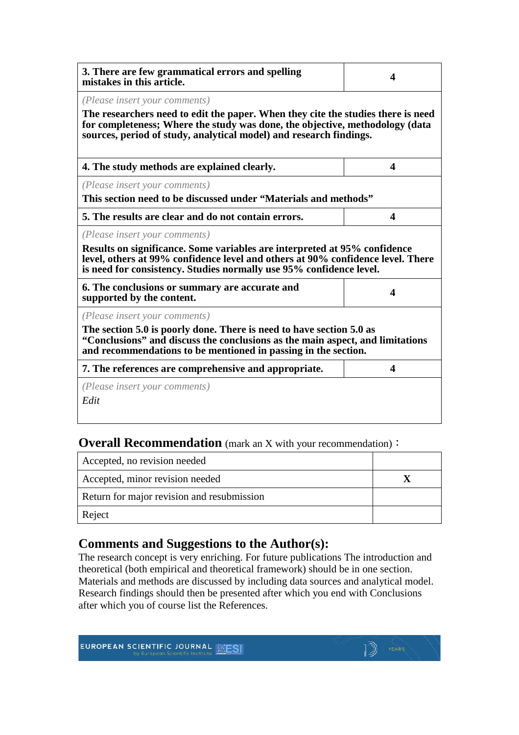| 3. There are few grammatical errors and spelling mistakes in this article. | 4 |
|---|---|
| *(Please insert your comments)*<br>**The researchers need to edit the paper. When they cite the studies there is need for completeness; Where the study was done, the objective, methodology (data sources, period of study, analytical model) and research findings.** | |
| **4. The study methods are explained clearly.** | **4** |
| *(Please insert your comments)*<br>**This section need to be discussed under "Materials and methods"** | |
| **5. The results are clear and do not contain errors.** | **4** |
| *(Please insert your comments)*<br>**Results on significance. Some variables are interpreted at 95% confidence level, others at 99% confidence level and others at 90% confidence level. There is need for consistency. Studies normally use 95% confidence level.** | |
| **6. The conclusions or summary are accurate and supported by the content.** | **4** |
| *(Please insert your comments)*<br>**The section 5.0 is poorly done. There is need to have section 5.0 as "Conclusions" and discuss the conclusions as the main aspect, and limitations and recommendations to be mentioned in passing in the section.** | |
| **7. The references are comprehensive and appropriate.** | **4** |
| *(Please insert your comments)*<br>*Edit* | |

## Overall Recommendation (mark an X with your recommendation)：

| Accepted, no revision needed | |
|---|---|
| Accepted, minor revision needed | **X** |
| Return for major revision and resubmission | |
| Reject | |

## Comments and Suggestions to the Author(s):

The research concept is very enriching. For future publications The introduction and theoretical (both empirical and theoretical framework) should be in one section. Materials and methods are discussed by including data sources and analytical model. Research findings should then be presented after which you end with Conclusions after which you of course list the References.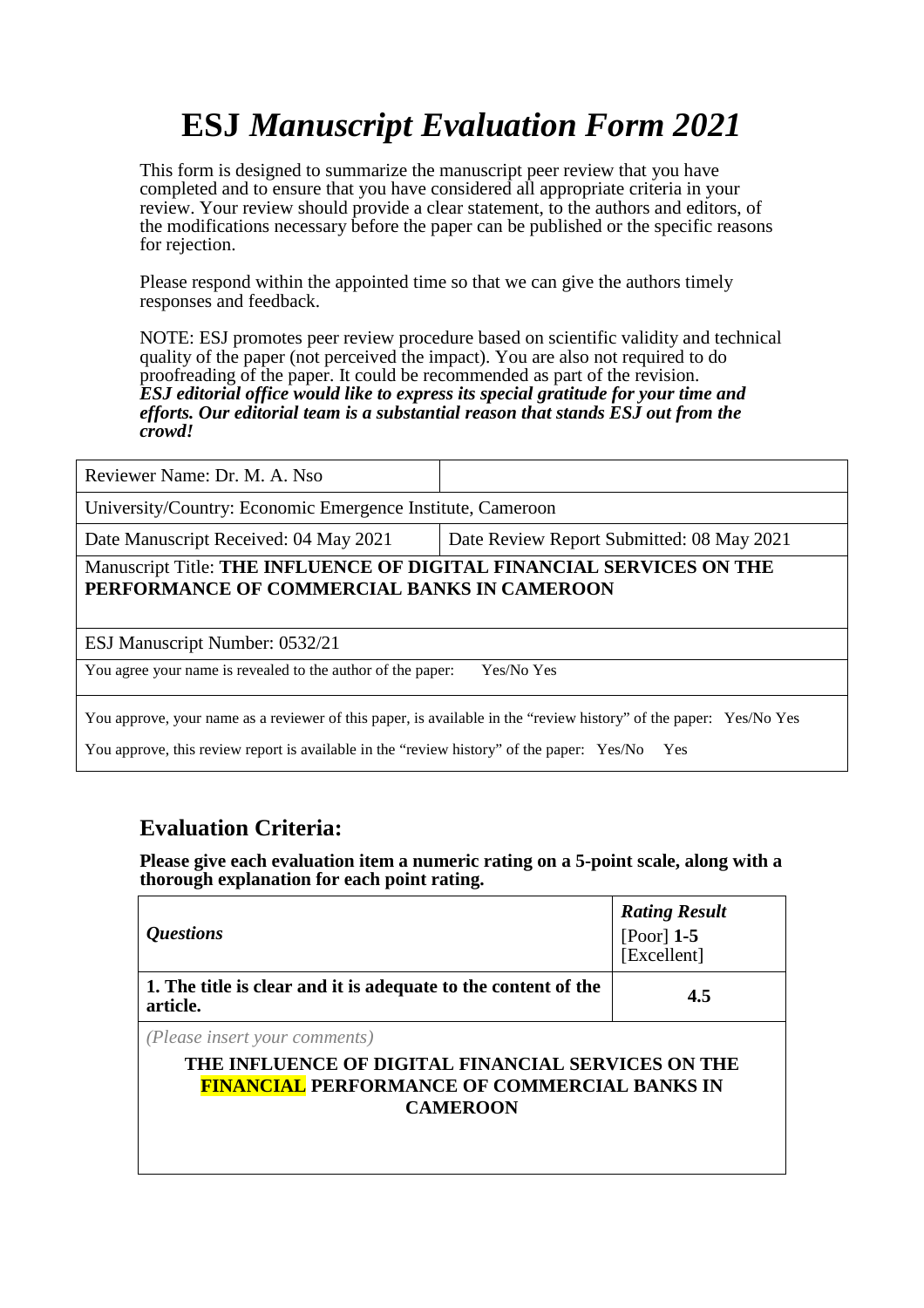# **ESJ** *Manuscript Evaluation Form 2021*

This form is designed to summarize the manuscript peer review that you have completed and to ensure that you have considered all appropriate criteria in your review. Your review should provide a clear statement, to the authors and editors, of the modifications necessary before the paper can be published or the specific reasons for rejection.

Please respond within the appointed time so that we can give the authors timely responses and feedback.

NOTE: ESJ promotes peer review procedure based on scientific validity and technical quality of the paper (not perceived the impact). You are also not required to do proofreading of the paper. It could be recommended as part of the revision.
***ESJ editorial office would like to express its special gratitude for your time and efforts. Our editorial team is a substantial reason that stands ESJ out from the crowd!***

| Reviewer Name: Dr. M. A. Nso | |
|---|---|
| University/Country: Economic Emergence Institute, Cameroon | |
| Date Manuscript Received: 04 May 2021 | Date Review Report Submitted: 08 May 2021 |
| Manuscript Title: **THE INFLUENCE OF DIGITAL FINANCIAL SERVICES ON THE PERFORMANCE OF COMMERCIAL BANKS IN CAMEROON** | |
| ESJ Manuscript Number: 0532/21 | |
| You agree your name is revealed to the author of the paper: Yes/No Yes | |
| You approve, your name as a reviewer of this paper, is available in the "review history" of the paper: Yes/No Yes<br>You approve, this review report is available in the "review history" of the paper: Yes/No Yes | |

## Evaluation Criteria:

**Please give each evaluation item a numeric rating on a 5-point scale, along with a thorough explanation for each point rating.**

| *Questions* | ***Rating Result*** [Poor] **1-5** [Excellent] |
|---|---|
| **1. The title is clear and it is adequate to the content of the article.** | **4.5** |
| *(Please insert your comments)*<br>**THE INFLUENCE OF DIGITAL FINANCIAL SERVICES ON THE FINANCIAL PERFORMANCE OF COMMERCIAL BANKS IN CAMEROON** | |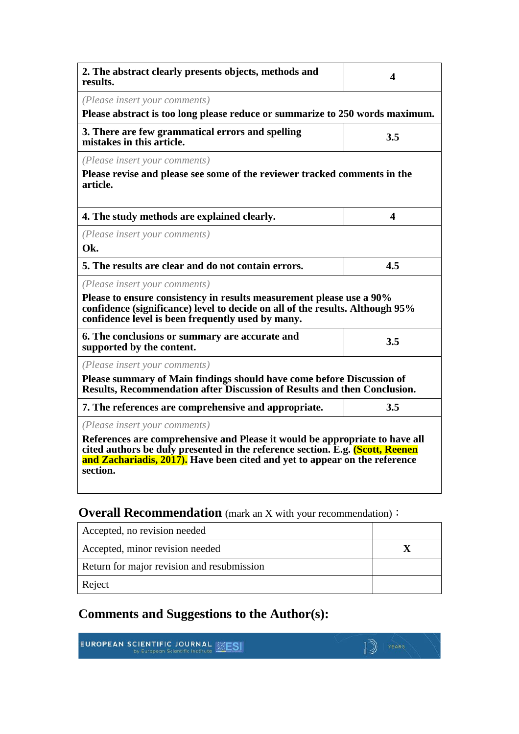| 2. The abstract clearly presents objects, methods and results. | 4 |
|---|---|
| *(Please insert your comments)*<br>**Please abstract is too long please reduce or summarize to 250 words maximum.** | |
| **3. There are few grammatical errors and spelling mistakes in this article.** | **3.5** |
| *(Please insert your comments)*<br>**Please revise and please see some of the reviewer tracked comments in the article.** | |
| **4. The study methods are explained clearly.** | **4** |
| *(Please insert your comments)*<br>**Ok.** | |
| **5. The results are clear and do not contain errors.** | **4.5** |
| *(Please insert your comments)*<br>**Please to ensure consistency in results measurement please use a 90% confidence (significance) level to decide on all of the results. Although 95% confidence level is been frequently used by many.** | |
| **6. The conclusions or summary are accurate and supported by the content.** | **3.5** |
| *(Please insert your comments)*<br>**Please summary of Main findings should have come before Discussion of Results, Recommendation after Discussion of Results and then Conclusion.** | |
| **7. The references are comprehensive and appropriate.** | **3.5** |
| *(Please insert your comments)*<br>**References are comprehensive and Please it would be appropriate to have all cited authors be duly presented in the reference section. E.g. (Scott, Reenen and Zachariadis, 2017). Have been cited and yet to appear on the reference section.** | |

## Overall Recommendation (mark an X with your recommendation)：

| Recommendation | |
|---|---|
| Accepted, no revision needed | |
| Accepted, minor revision needed | **X** |
| Return for major revision and resubmission | |
| Reject | |

## Comments and Suggestions to the Author(s):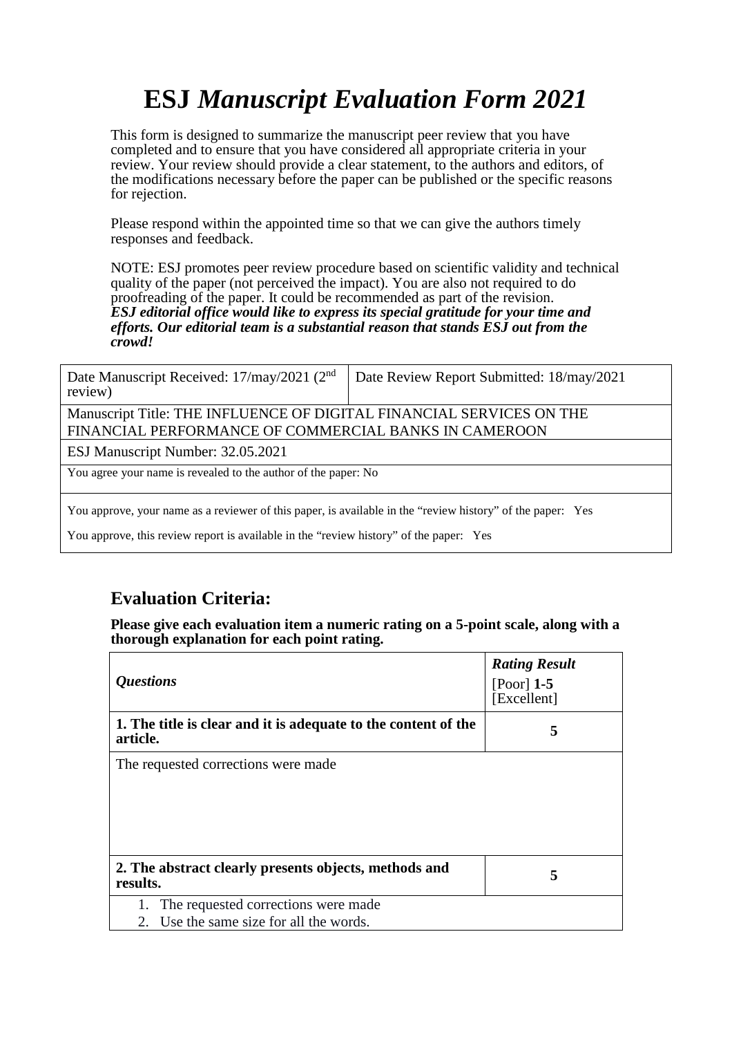# ESJ *Manuscript Evaluation Form 2021*

This form is designed to summarize the manuscript peer review that you have completed and to ensure that you have considered all appropriate criteria in your review. Your review should provide a clear statement, to the authors and editors, of the modifications necessary before the paper can be published or the specific reasons for rejection.

Please respond within the appointed time so that we can give the authors timely responses and feedback.

NOTE: ESJ promotes peer review procedure based on scientific validity and technical quality of the paper (not perceived the impact). You are also not required to do proofreading of the paper. It could be recommended as part of the revision.
***ESJ editorial office would like to express its special gratitude for your time and efforts. Our editorial team is a substantial reason that stands ESJ out from the crowd!***

| Date Manuscript Received: 17/may/2021 (2nd review) | Date Review Report Submitted: 18/may/2021 |
|---|---|
| Manuscript Title: THE INFLUENCE OF DIGITAL FINANCIAL SERVICES ON THE FINANCIAL PERFORMANCE OF COMMERCIAL BANKS IN CAMEROON | |
| ESJ Manuscript Number: 32.05.2021 | |
| You agree your name is revealed to the author of the paper: No | |
| You approve, your name as a reviewer of this paper, is available in the "review history" of the paper: Yes<br>You approve, this review report is available in the "review history" of the paper: Yes | |

## Evaluation Criteria:

**Please give each evaluation item a numeric rating on a 5-point scale, along with a thorough explanation for each point rating.**

| *Questions* | ***Rating Result*** [Poor] **1-5** [Excellent] |
|---|---|
| **1. The title is clear and it is adequate to the content of the article.** | **5** |
| The requested corrections were made | |
| **2. The abstract clearly presents objects, methods and results.** | **5** |
| 1. The requested corrections were made<br>2. Use the same size for all the words. | |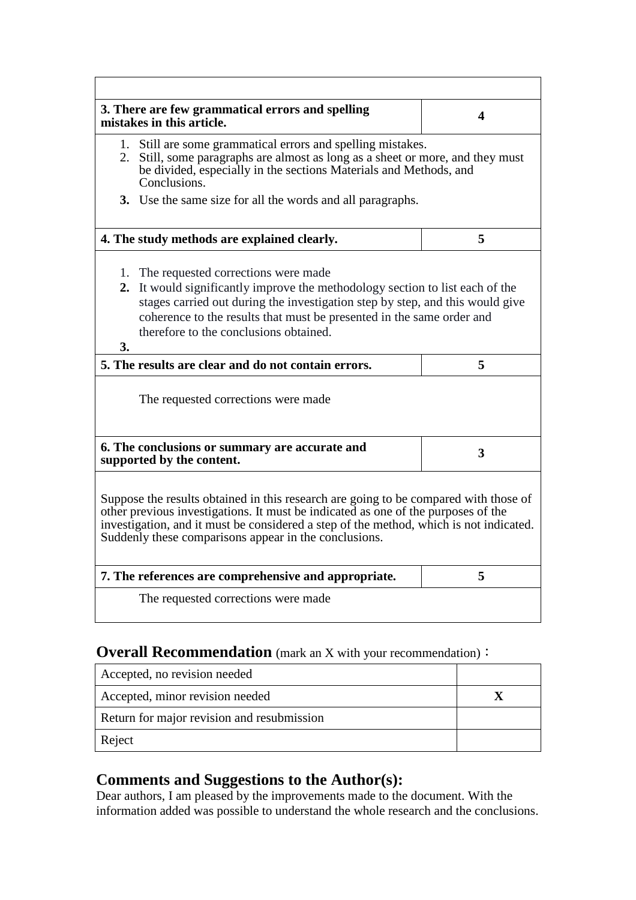| | |
|---|---|
| **3. There are few grammatical errors and spelling mistakes in this article.** | **4** |
| 1. Still are some grammatical errors and spelling mistakes.<br>2. Still, some paragraphs are almost as long as a sheet or more, and they must be divided, especially in the sections Materials and Methods, and Conclusions.<br>**3.** Use the same size for all the words and all paragraphs. | |
| **4. The study methods are explained clearly.** | **5** |
| 1. The requested corrections were made<br>**2.** It would significantly improve the methodology section to list each of the stages carried out during the investigation step by step, and this would give coherence to the results that must be presented in the same order and therefore to the conclusions obtained.<br>**3.** | |
| **5. The results are clear and do not contain errors.** | **5** |
| The requested corrections were made | |
| **6. The conclusions or summary are accurate and supported by the content.** | **3** |
| Suppose the results obtained in this research are going to be compared with those of other previous investigations. It must be indicated as one of the purposes of the investigation, and it must be considered a step of the method, which is not indicated. Suddenly these comparisons appear in the conclusions. | |
| **7. The references are comprehensive and appropriate.** | **5** |
| The requested corrections were made | |

## **Overall Recommendation** (mark an X with your recommendation)：

| | |
|---|---|
| Accepted, no revision needed | |
| Accepted, minor revision needed | **X** |
| Return for major revision and resubmission | |
| Reject | |

## Comments and Suggestions to the Author(s):

Dear authors, I am pleased by the improvements made to the document. With the information added was possible to understand the whole research and the conclusions.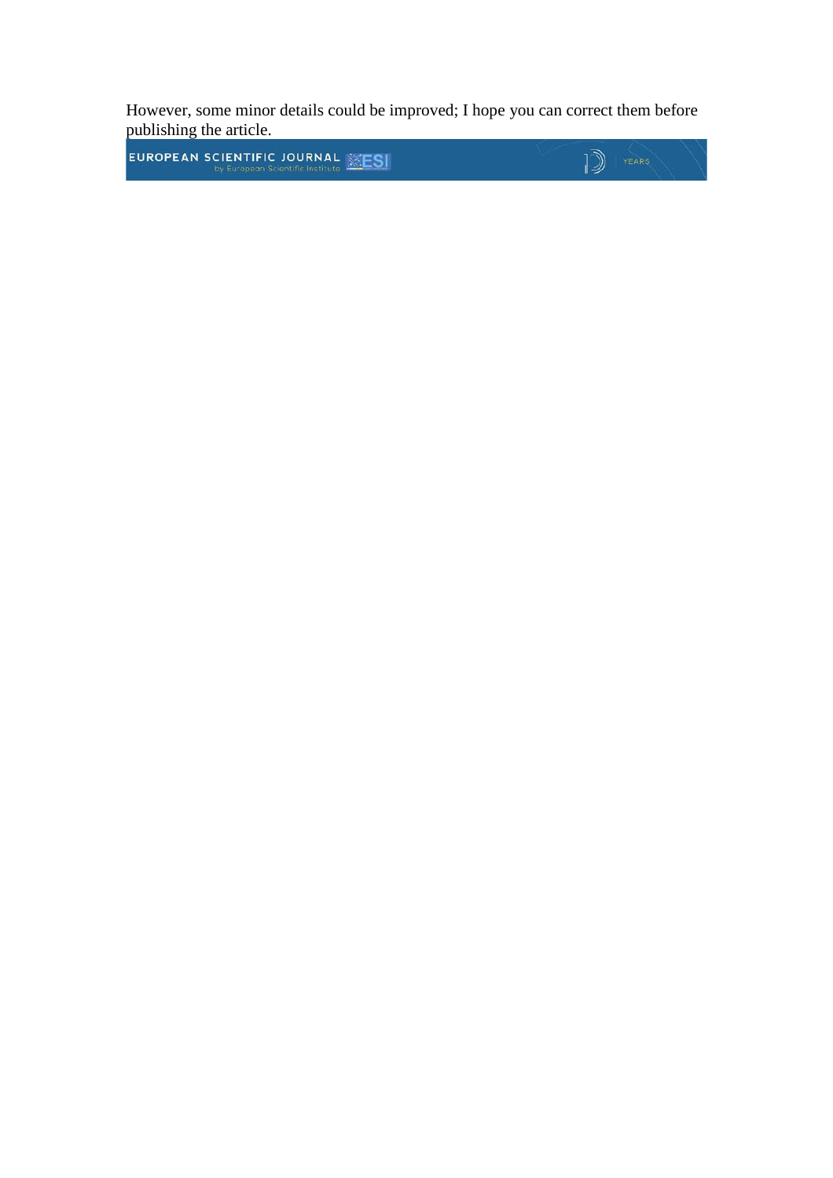However, some minor details could be improved; I hope you can correct them before publishing the article.